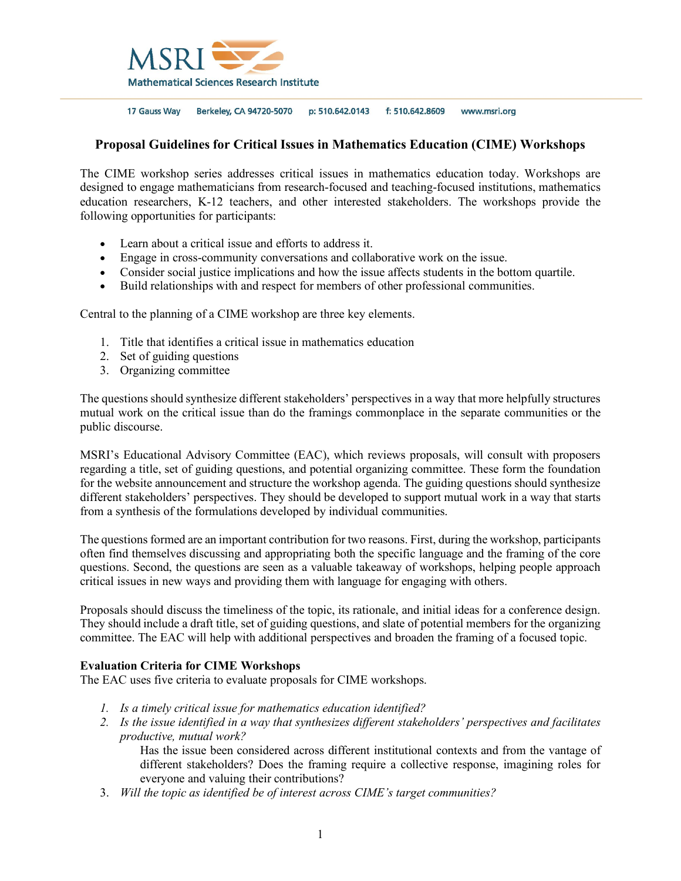MSRI
Mathematical Sciences Research Institute

17 Gauss Way  Berkeley, CA 94720-5070  p: 510.642.0143  f: 510.642.8609  www.msri.org

## Proposal Guidelines for Critical Issues in Mathematics Education (CIME) Workshops

The CIME workshop series addresses critical issues in mathematics education today. Workshops are designed to engage mathematicians from research-focused and teaching-focused institutions, mathematics education researchers, K-12 teachers, and other interested stakeholders. The workshops provide the following opportunities for participants:

- Learn about a critical issue and efforts to address it.
- Engage in cross-community conversations and collaborative work on the issue.
- Consider social justice implications and how the issue affects students in the bottom quartile.
- Build relationships with and respect for members of other professional communities.

Central to the planning of a CIME workshop are three key elements.

1. Title that identifies a critical issue in mathematics education
2. Set of guiding questions
3. Organizing committee

The questions should synthesize different stakeholders' perspectives in a way that more helpfully structures mutual work on the critical issue than do the framings commonplace in the separate communities or the public discourse.

MSRI's Educational Advisory Committee (EAC), which reviews proposals, will consult with proposers regarding a title, set of guiding questions, and potential organizing committee. These form the foundation for the website announcement and structure the workshop agenda. The guiding questions should synthesize different stakeholders' perspectives. They should be developed to support mutual work in a way that starts from a synthesis of the formulations developed by individual communities.

The questions formed are an important contribution for two reasons. First, during the workshop, participants often find themselves discussing and appropriating both the specific language and the framing of the core questions. Second, the questions are seen as a valuable takeaway of workshops, helping people approach critical issues in new ways and providing them with language for engaging with others.

Proposals should discuss the timeliness of the topic, its rationale, and initial ideas for a conference design. They should include a draft title, set of guiding questions, and slate of potential members for the organizing committee. The EAC will help with additional perspectives and broaden the framing of a focused topic.

**Evaluation Criteria for CIME Workshops**
The EAC uses five criteria to evaluate proposals for CIME workshops.

1. *Is a timely critical issue for mathematics education identified?*
2. *Is the issue identified in a way that synthesizes different stakeholders' perspectives and facilitates productive, mutual work?*
   Has the issue been considered across different institutional contexts and from the vantage of different stakeholders? Does the framing require a collective response, imagining roles for everyone and valuing their contributions?
3. *Will the topic as identified be of interest across CIME's target communities?*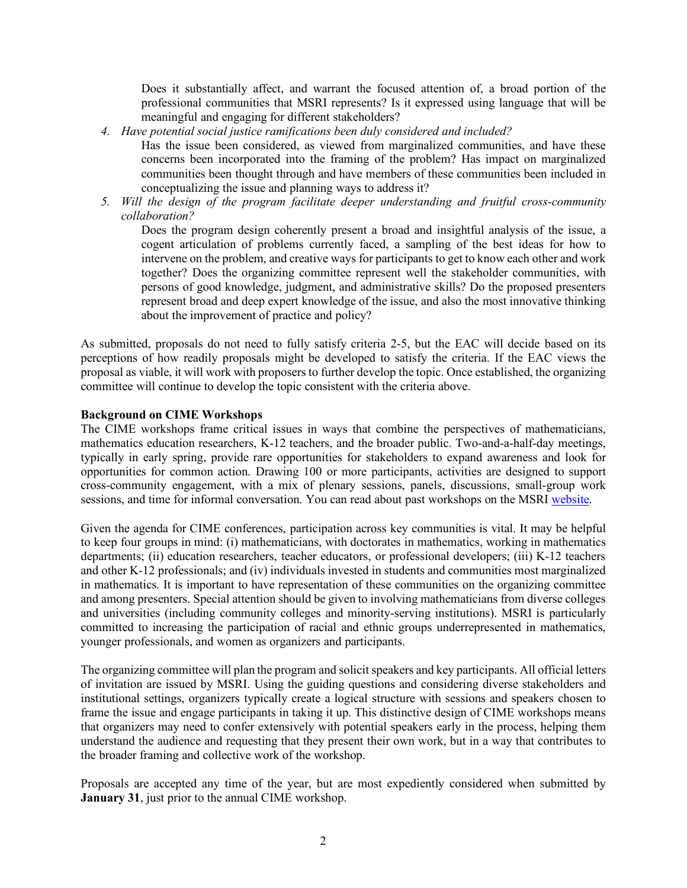Does it substantially affect, and warrant the focused attention of, a broad portion of the professional communities that MSRI represents? Is it expressed using language that will be meaningful and engaging for different stakeholders?

4. *Have potential social justice ramifications been duly considered and included?*

   Has the issue been considered, as viewed from marginalized communities, and have these concerns been incorporated into the framing of the problem? Has impact on marginalized communities been thought through and have members of these communities been included in conceptualizing the issue and planning ways to address it?

5. *Will the design of the program facilitate deeper understanding and fruitful cross-community collaboration?*

   Does the program design coherently present a broad and insightful analysis of the issue, a cogent articulation of problems currently faced, a sampling of the best ideas for how to intervene on the problem, and creative ways for participants to get to know each other and work together? Does the organizing committee represent well the stakeholder communities, with persons of good knowledge, judgment, and administrative skills? Do the proposed presenters represent broad and deep expert knowledge of the issue, and also the most innovative thinking about the improvement of practice and policy?

As submitted, proposals do not need to fully satisfy criteria 2-5, but the EAC will decide based on its perceptions of how readily proposals might be developed to satisfy the criteria. If the EAC views the proposal as viable, it will work with proposers to further develop the topic. Once established, the organizing committee will continue to develop the topic consistent with the criteria above.

**Background on CIME Workshops**

The CIME workshops frame critical issues in ways that combine the perspectives of mathematicians, mathematics education researchers, K-12 teachers, and the broader public. Two-and-a-half-day meetings, typically in early spring, provide rare opportunities for stakeholders to expand awareness and look for opportunities for common action. Drawing 100 or more participants, activities are designed to support cross-community engagement, with a mix of plenary sessions, panels, discussions, small-group work sessions, and time for informal conversation. You can read about past workshops on the MSRI website.

Given the agenda for CIME conferences, participation across key communities is vital. It may be helpful to keep four groups in mind: (i) mathematicians, with doctorates in mathematics, working in mathematics departments; (ii) education researchers, teacher educators, or professional developers; (iii) K-12 teachers and other K-12 professionals; and (iv) individuals invested in students and communities most marginalized in mathematics. It is important to have representation of these communities on the organizing committee and among presenters. Special attention should be given to involving mathematicians from diverse colleges and universities (including community colleges and minority-serving institutions). MSRI is particularly committed to increasing the participation of racial and ethnic groups underrepresented in mathematics, younger professionals, and women as organizers and participants.

The organizing committee will plan the program and solicit speakers and key participants. All official letters of invitation are issued by MSRI. Using the guiding questions and considering diverse stakeholders and institutional settings, organizers typically create a logical structure with sessions and speakers chosen to frame the issue and engage participants in taking it up. This distinctive design of CIME workshops means that organizers may need to confer extensively with potential speakers early in the process, helping them understand the audience and requesting that they present their own work, but in a way that contributes to the broader framing and collective work of the workshop.

Proposals are accepted any time of the year, but are most expediently considered when submitted by **January 31**, just prior to the annual CIME workshop.